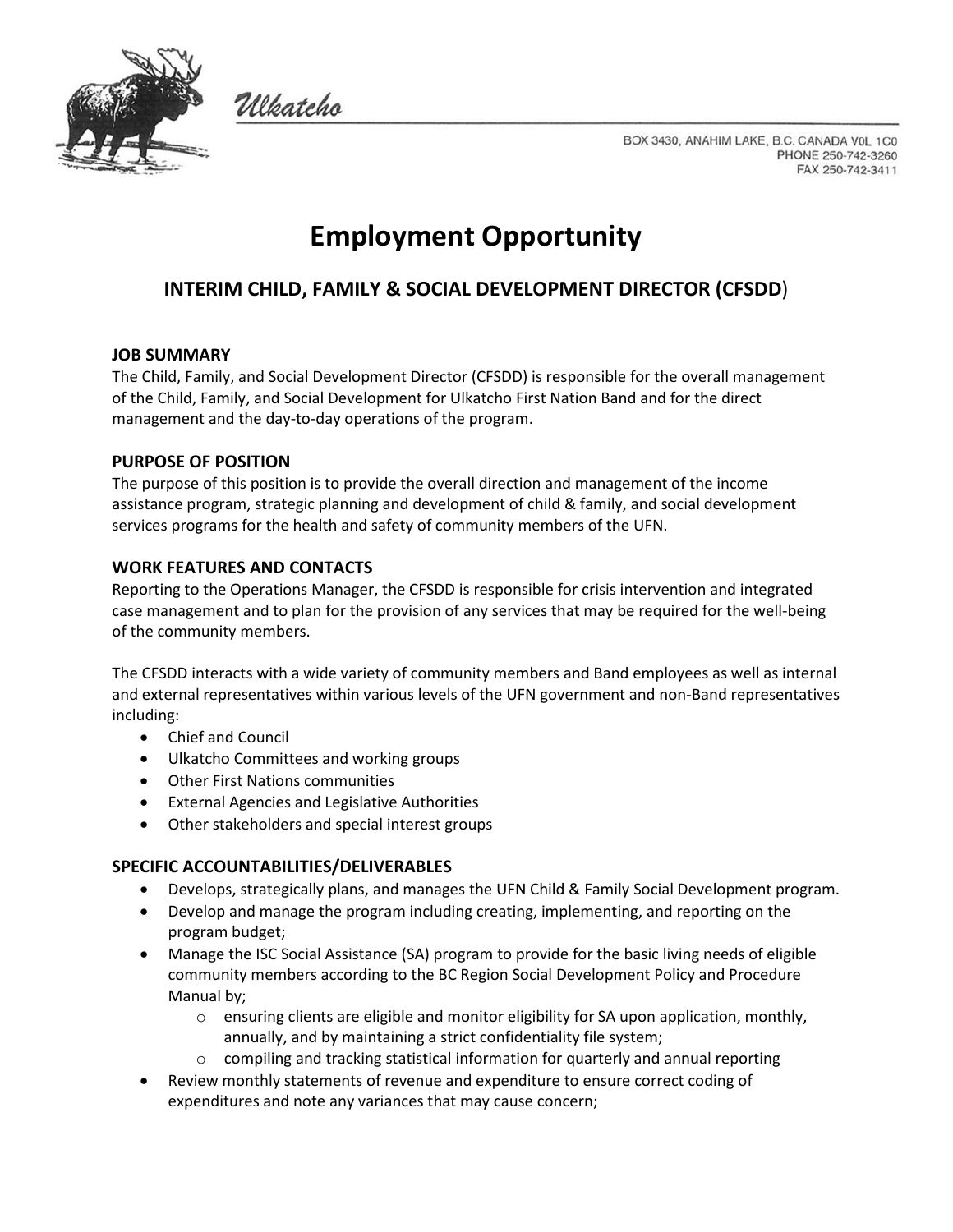Ulkatcho

BOX 3430, ANAHIM LAKE, B.C. CANADA V0L 1C0
PHONE 250-742-3260
FAX 250-742-3411

# Employment Opportunity

## INTERIM CHILD, FAMILY & SOCIAL DEVELOPMENT DIRECTOR (CFSDD)

### JOB SUMMARY

The Child, Family, and Social Development Director (CFSDD) is responsible for the overall management of the Child, Family, and Social Development for Ulkatcho First Nation Band and for the direct management and the day-to-day operations of the program.

### PURPOSE OF POSITION

The purpose of this position is to provide the overall direction and management of the income assistance program, strategic planning and development of child & family, and social development services programs for the health and safety of community members of the UFN.

### WORK FEATURES AND CONTACTS

Reporting to the Operations Manager, the CFSDD is responsible for crisis intervention and integrated case management and to plan for the provision of any services that may be required for the well-being of the community members.

The CFSDD interacts with a wide variety of community members and Band employees as well as internal and external representatives within various levels of the UFN government and non-Band representatives including:

- Chief and Council
- Ulkatcho Committees and working groups
- Other First Nations communities
- External Agencies and Legislative Authorities
- Other stakeholders and special interest groups

### SPECIFIC ACCOUNTABILITIES/DELIVERABLES

- Develops, strategically plans, and manages the UFN Child & Family Social Development program.
- Develop and manage the program including creating, implementing, and reporting on the program budget;
- Manage the ISC Social Assistance (SA) program to provide for the basic living needs of eligible community members according to the BC Region Social Development Policy and Procedure Manual by;
    - ensuring clients are eligible and monitor eligibility for SA upon application, monthly, annually, and by maintaining a strict confidentiality file system;
    - compiling and tracking statistical information for quarterly and annual reporting
- Review monthly statements of revenue and expenditure to ensure correct coding of expenditures and note any variances that may cause concern;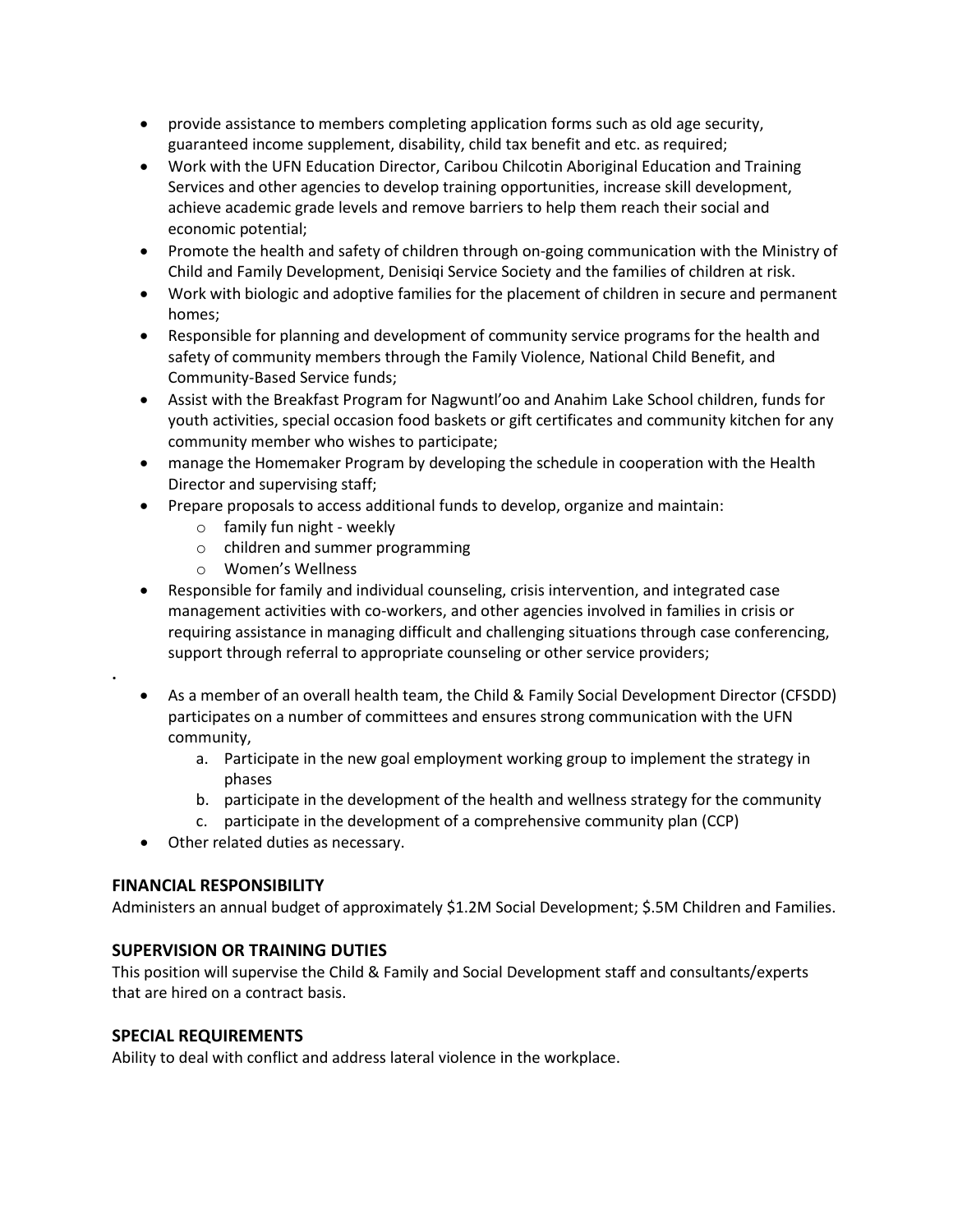- provide assistance to members completing application forms such as old age security, guaranteed income supplement, disability, child tax benefit and etc. as required;
- Work with the UFN Education Director, Caribou Chilcotin Aboriginal Education and Training Services and other agencies to develop training opportunities, increase skill development, achieve academic grade levels and remove barriers to help them reach their social and economic potential;
- Promote the health and safety of children through on-going communication with the Ministry of Child and Family Development, Denisiqi Service Society and the families of children at risk.
- Work with biologic and adoptive families for the placement of children in secure and permanent homes;
- Responsible for planning and development of community service programs for the health and safety of community members through the Family Violence, National Child Benefit, and Community-Based Service funds;
- Assist with the Breakfast Program for Nagwuntl'oo and Anahim Lake School children, funds for youth activities, special occasion food baskets or gift certificates and community kitchen for any community member who wishes to participate;
- manage the Homemaker Program by developing the schedule in cooperation with the Health Director and supervising staff;
- Prepare proposals to access additional funds to develop, organize and maintain:
  - family fun night - weekly
  - children and summer programming
  - Women's Wellness
- Responsible for family and individual counseling, crisis intervention, and integrated case management activities with co-workers, and other agencies involved in families in crisis or requiring assistance in managing difficult and challenging situations through case conferencing, support through referral to appropriate counseling or other service providers;

.

- As a member of an overall health team, the Child & Family Social Development Director (CFSDD) participates on a number of committees and ensures strong communication with the UFN community,
  a. Participate in the new goal employment working group to implement the strategy in phases
  b. participate in the development of the health and wellness strategy for the community
  c. participate in the development of a comprehensive community plan (CCP)
- Other related duties as necessary.

## FINANCIAL RESPONSIBILITY

Administers an annual budget of approximately $1.2M Social Development; $.5M Children and Families.

## SUPERVISION OR TRAINING DUTIES

This position will supervise the Child & Family and Social Development staff and consultants/experts that are hired on a contract basis.

## SPECIAL REQUIREMENTS

Ability to deal with conflict and address lateral violence in the workplace.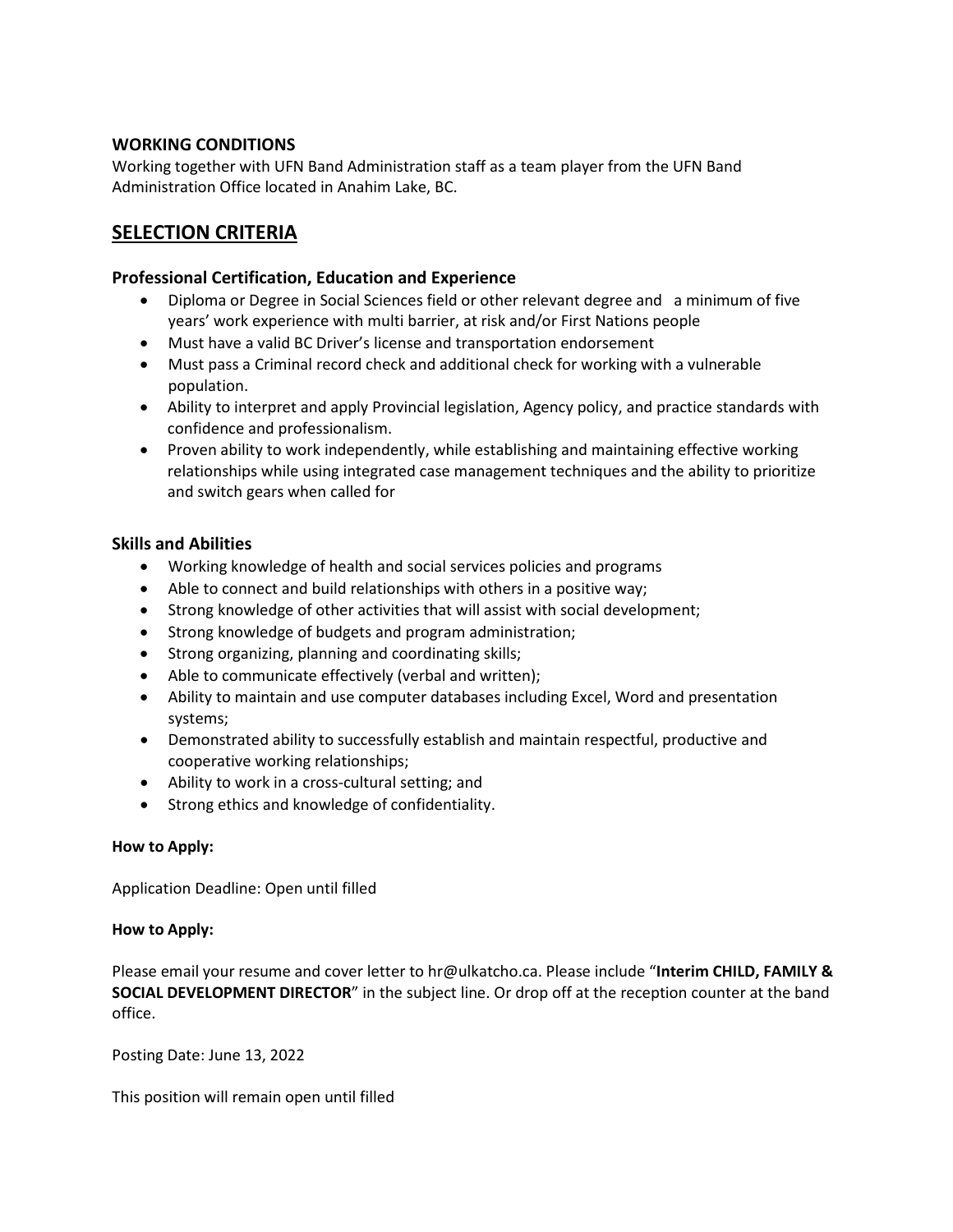### WORKING CONDITIONS

Working together with UFN Band Administration staff as a team player from the UFN Band Administration Office located in Anahim Lake, BC.

## SELECTION CRITERIA

### Professional Certification, Education and Experience

- Diploma or Degree in Social Sciences field or other relevant degree and a minimum of five years' work experience with multi barrier, at risk and/or First Nations people
- Must have a valid BC Driver's license and transportation endorsement
- Must pass a Criminal record check and additional check for working with a vulnerable population.
- Ability to interpret and apply Provincial legislation, Agency policy, and practice standards with confidence and professionalism.
- Proven ability to work independently, while establishing and maintaining effective working relationships while using integrated case management techniques and the ability to prioritize and switch gears when called for

### Skills and Abilities

- Working knowledge of health and social services policies and programs
- Able to connect and build relationships with others in a positive way;
- Strong knowledge of other activities that will assist with social development;
- Strong knowledge of budgets and program administration;
- Strong organizing, planning and coordinating skills;
- Able to communicate effectively (verbal and written);
- Ability to maintain and use computer databases including Excel, Word and presentation systems;
- Demonstrated ability to successfully establish and maintain respectful, productive and cooperative working relationships;
- Ability to work in a cross-cultural setting; and
- Strong ethics and knowledge of confidentiality.

**How to Apply:**

Application Deadline: Open until filled

**How to Apply:**

Please email your resume and cover letter to hr@ulkatcho.ca. Please include "**Interim CHILD, FAMILY & SOCIAL DEVELOPMENT DIRECTOR**" in the subject line. Or drop off at the reception counter at the band office.

Posting Date: June 13, 2022

This position will remain open until filled